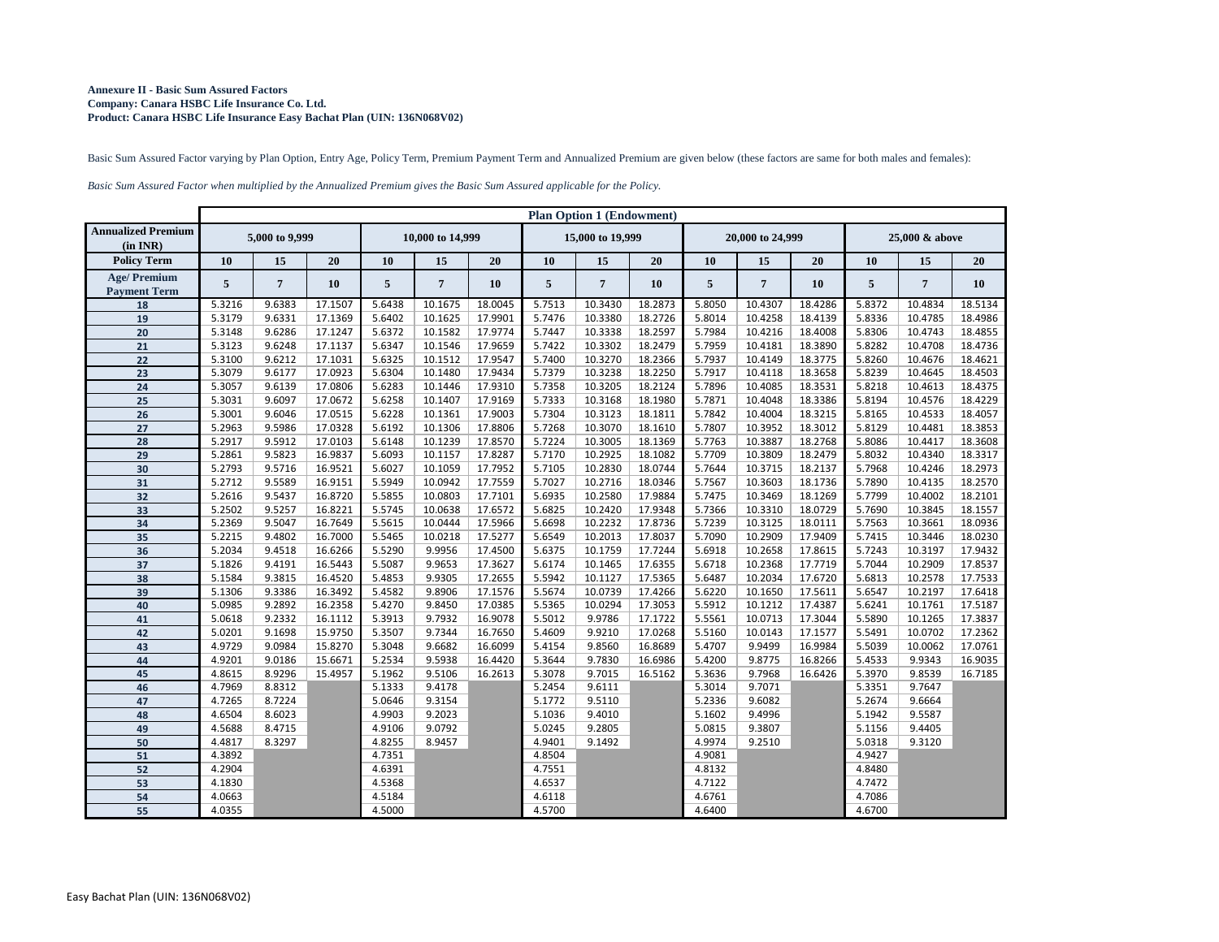**Annexure II - Basic Sum Assured Factors**
**Company: Canara HSBC Life Insurance Co. Ltd.**
**Product: Canara HSBC Life Insurance Easy Bachat Plan (UIN: 136N068V02)**

Basic Sum Assured Factor varying by Plan Option, Entry Age, Policy Term, Premium Payment Term and Annualized Premium are given below (these factors are same for both males and females):

*Basic Sum Assured Factor when multiplied by the Annualized Premium gives the Basic Sum Assured applicable for the Policy.*

| | Plan Option 1 (Endowment) | | | | | | | | | | | | | | |
|---|---|---|---|---|---|---|---|---|---|---|---|---|---|---|---|
| **Annualized Premium (in INR)** | 5,000 to 9,999 | | | 10,000 to 14,999 | | | 15,000 to 19,999 | | | 20,000 to 24,999 | | | 25,000 & above | | |
| **Policy Term** | 10 | 15 | 20 | 10 | 15 | 20 | 10 | 15 | 20 | 10 | 15 | 20 | 10 | 15 | 20 |
| **Age/ Premium Payment Term** | 5 | 7 | 10 | 5 | 7 | 10 | 5 | 7 | 10 | 5 | 7 | 10 | 5 | 7 | 10 |
| 18 | 5.3216 | 9.6383 | 17.1507 | 5.6438 | 10.1675 | 18.0045 | 5.7513 | 10.3430 | 18.2873 | 5.8050 | 10.4307 | 18.4286 | 5.8372 | 10.4834 | 18.5134 |
| 19 | 5.3179 | 9.6331 | 17.1369 | 5.6402 | 10.1625 | 17.9901 | 5.7476 | 10.3380 | 18.2726 | 5.8014 | 10.4258 | 18.4139 | 5.8336 | 10.4785 | 18.4986 |
| 20 | 5.3148 | 9.6286 | 17.1247 | 5.6372 | 10.1582 | 17.9774 | 5.7447 | 10.3338 | 18.2597 | 5.7984 | 10.4216 | 18.4008 | 5.8306 | 10.4743 | 18.4855 |
| 21 | 5.3123 | 9.6248 | 17.1137 | 5.6347 | 10.1546 | 17.9659 | 5.7422 | 10.3302 | 18.2479 | 5.7959 | 10.4181 | 18.3890 | 5.8282 | 10.4708 | 18.4736 |
| 22 | 5.3100 | 9.6212 | 17.1031 | 5.6325 | 10.1512 | 17.9547 | 5.7400 | 10.3270 | 18.2366 | 5.7937 | 10.4149 | 18.3775 | 5.8260 | 10.4676 | 18.4621 |
| 23 | 5.3079 | 9.6177 | 17.0923 | 5.6304 | 10.1480 | 17.9434 | 5.7379 | 10.3238 | 18.2250 | 5.7917 | 10.4118 | 18.3658 | 5.8239 | 10.4645 | 18.4503 |
| 24 | 5.3057 | 9.6139 | 17.0806 | 5.6283 | 10.1446 | 17.9310 | 5.7358 | 10.3205 | 18.2124 | 5.7896 | 10.4085 | 18.3531 | 5.8218 | 10.4613 | 18.4375 |
| 25 | 5.3031 | 9.6097 | 17.0672 | 5.6258 | 10.1407 | 17.9169 | 5.7333 | 10.3168 | 18.1980 | 5.7871 | 10.4048 | 18.3386 | 5.8194 | 10.4576 | 18.4229 |
| 26 | 5.3001 | 9.6046 | 17.0515 | 5.6228 | 10.1361 | 17.9003 | 5.7304 | 10.3123 | 18.1811 | 5.7842 | 10.4004 | 18.3215 | 5.8165 | 10.4533 | 18.4057 |
| 27 | 5.2963 | 9.5986 | 17.0328 | 5.6192 | 10.1306 | 17.8806 | 5.7268 | 10.3070 | 18.1610 | 5.7807 | 10.3952 | 18.3012 | 5.8129 | 10.4481 | 18.3853 |
| 28 | 5.2917 | 9.5912 | 17.0103 | 5.6148 | 10.1239 | 17.8570 | 5.7224 | 10.3005 | 18.1369 | 5.7763 | 10.3887 | 18.2768 | 5.8086 | 10.4417 | 18.3608 |
| 29 | 5.2861 | 9.5823 | 16.9837 | 5.6093 | 10.1157 | 17.8287 | 5.7170 | 10.2925 | 18.1082 | 5.7709 | 10.3809 | 18.2479 | 5.8032 | 10.4340 | 18.3317 |
| 30 | 5.2793 | 9.5716 | 16.9521 | 5.6027 | 10.1059 | 17.7952 | 5.7105 | 10.2830 | 18.0744 | 5.7644 | 10.3715 | 18.2137 | 5.7968 | 10.4246 | 18.2973 |
| 31 | 5.2712 | 9.5589 | 16.9151 | 5.5949 | 10.0942 | 17.7559 | 5.7027 | 10.2716 | 18.0346 | 5.7567 | 10.3603 | 18.1736 | 5.7890 | 10.4135 | 18.2570 |
| 32 | 5.2616 | 9.5437 | 16.8720 | 5.5855 | 10.0803 | 17.7101 | 5.6935 | 10.2580 | 17.9884 | 5.7475 | 10.3469 | 18.1269 | 5.7799 | 10.4002 | 18.2101 |
| 33 | 5.2502 | 9.5257 | 16.8221 | 5.5745 | 10.0638 | 17.6572 | 5.6825 | 10.2420 | 17.9348 | 5.7366 | 10.3310 | 18.0729 | 5.7690 | 10.3845 | 18.1557 |
| 34 | 5.2369 | 9.5047 | 16.7649 | 5.5615 | 10.0444 | 17.5966 | 5.6698 | 10.2232 | 17.8736 | 5.7239 | 10.3125 | 18.0111 | 5.7563 | 10.3661 | 18.0936 |
| 35 | 5.2215 | 9.4802 | 16.7000 | 5.5465 | 10.0218 | 17.5277 | 5.6549 | 10.2013 | 17.8037 | 5.7090 | 10.2909 | 17.9409 | 5.7415 | 10.3446 | 18.0230 |
| 36 | 5.2034 | 9.4518 | 16.6266 | 5.5290 | 9.9956 | 17.4500 | 5.6375 | 10.1759 | 17.7244 | 5.6918 | 10.2658 | 17.8615 | 5.7243 | 10.3197 | 17.9432 |
| 37 | 5.1826 | 9.4191 | 16.5443 | 5.5087 | 9.9653 | 17.3627 | 5.6174 | 10.1465 | 17.6355 | 5.6718 | 10.2368 | 17.7719 | 5.7044 | 10.2909 | 17.8537 |
| 38 | 5.1584 | 9.3815 | 16.4520 | 5.4853 | 9.9305 | 17.2655 | 5.5942 | 10.1127 | 17.5365 | 5.6487 | 10.2034 | 17.6720 | 5.6813 | 10.2578 | 17.7533 |
| 39 | 5.1306 | 9.3386 | 16.3492 | 5.4582 | 9.8906 | 17.1576 | 5.5674 | 10.0739 | 17.4266 | 5.6220 | 10.1650 | 17.5611 | 5.6547 | 10.2197 | 17.6418 |
| 40 | 5.0985 | 9.2892 | 16.2358 | 5.4270 | 9.8450 | 17.0385 | 5.5365 | 10.0294 | 17.3053 | 5.5912 | 10.1212 | 17.4387 | 5.6241 | 10.1761 | 17.5187 |
| 41 | 5.0618 | 9.2332 | 16.1112 | 5.3913 | 9.7932 | 16.9078 | 5.5012 | 9.9786 | 17.1722 | 5.5561 | 10.0713 | 17.3044 | 5.5890 | 10.1265 | 17.3837 |
| 42 | 5.0201 | 9.1698 | 15.9750 | 5.3507 | 9.7344 | 16.7650 | 5.4609 | 9.9210 | 17.0268 | 5.5160 | 10.0143 | 17.1577 | 5.5491 | 10.0702 | 17.2362 |
| 43 | 4.9729 | 9.0984 | 15.8270 | 5.3048 | 9.6682 | 16.6099 | 5.4154 | 9.8560 | 16.8689 | 5.4707 | 9.9499 | 16.9984 | 5.5039 | 10.0062 | 17.0761 |
| 44 | 4.9201 | 9.0186 | 15.6671 | 5.2534 | 9.5938 | 16.4420 | 5.3644 | 9.7830 | 16.6986 | 5.4200 | 9.8775 | 16.8266 | 5.4533 | 9.9343 | 16.9035 |
| 45 | 4.8615 | 8.9296 | 15.4957 | 5.1962 | 9.5106 | 16.2613 | 5.3078 | 9.7015 | 16.5162 | 5.3636 | 9.7968 | 16.6426 | 5.3970 | 9.8539 | 16.7185 |
| 46 | 4.7969 | 8.8312 | | 5.1333 | 9.4178 | | 5.2454 | 9.6111 | | 5.3014 | 9.7071 | | 5.3351 | 9.7647 | |
| 47 | 4.7265 | 8.7224 | | 5.0646 | 9.3154 | | 5.1772 | 9.5110 | | 5.2336 | 9.6082 | | 5.2674 | 9.6664 | |
| 48 | 4.6504 | 8.6023 | | 4.9903 | 9.2023 | | 5.1036 | 9.4010 | | 5.1602 | 9.4996 | | 5.1942 | 9.5587 | |
| 49 | 4.5688 | 8.4715 | | 4.9106 | 9.0792 | | 5.0245 | 9.2805 | | 5.0815 | 9.3807 | | 5.1156 | 9.4405 | |
| 50 | 4.4817 | 8.3297 | | 4.8255 | 8.9457 | | 4.9401 | 9.1492 | | 4.9974 | 9.2510 | | 5.0318 | 9.3120 | |
| 51 | 4.3892 | | | 4.7351 | | | 4.8504 | | | 4.9081 | | | 4.9427 | | |
| 52 | 4.2904 | | | 4.6391 | | | 4.7551 | | | 4.8132 | | | 4.8480 | | |
| 53 | 4.1830 | | | 4.5368 | | | 4.6537 | | | 4.7122 | | | 4.7472 | | |
| 54 | 4.0663 | | | 4.5184 | | | 4.6118 | | | 4.6761 | | | 4.7086 | | |
| 55 | 4.0355 | | | 4.5000 | | | 4.5700 | | | 4.6400 | | | 4.6700 | | |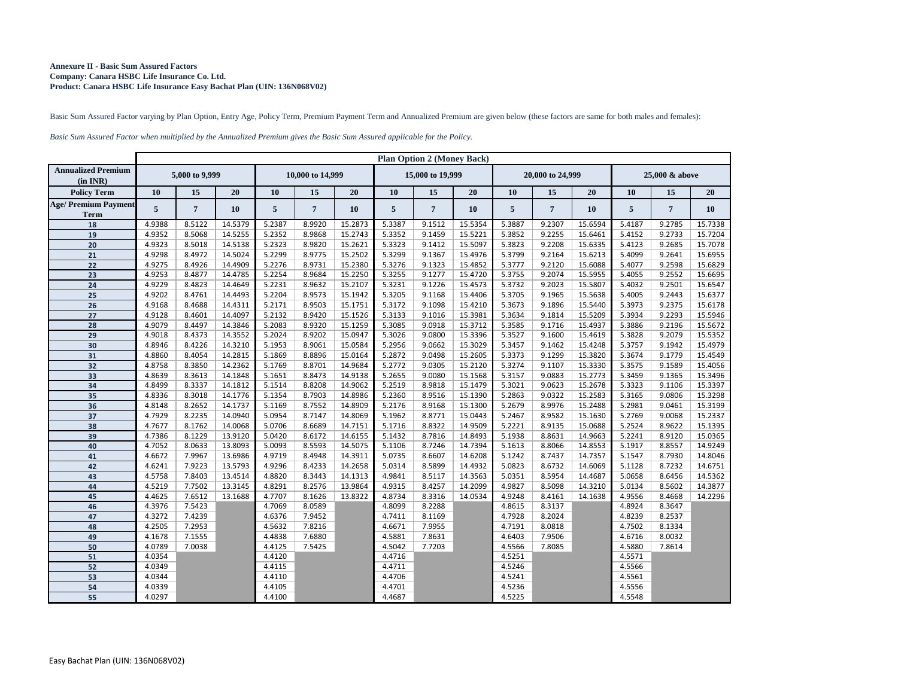**Annexure II - Basic Sum Assured Factors**
**Company: Canara HSBC Life Insurance Co. Ltd.**
**Product: Canara HSBC Life Insurance Easy Bachat Plan (UIN: 136N068V02)**

Basic Sum Assured Factor varying by Plan Option, Entry Age, Policy Term, Premium Payment Term and Annualized Premium are given below (these factors are same for both males and females):

*Basic Sum Assured Factor when multiplied by the Annualized Premium gives the Basic Sum Assured applicable for the Policy.*

| | Plan Option 2 (Money Back) | | | | | | | | | | | | | | |
|---|---|---|---|---|---|---|---|---|---|---|---|---|---|---|---|
| **Annualized Premium (in INR)** | 5,000 to 9,999 | | | 10,000 to 14,999 | | | 15,000 to 19,999 | | | 20,000 to 24,999 | | | 25,000 & above | | |
| **Policy Term** | 10 | 15 | 20 | 10 | 15 | 20 | 10 | 15 | 20 | 10 | 15 | 20 | 10 | 15 | 20 |
| **Age/ Premium Payment Term** | 5 | 7 | 10 | 5 | 7 | 10 | 5 | 7 | 10 | 5 | 7 | 10 | 5 | 7 | 10 |
| 18 | 4.9388 | 8.5122 | 14.5379 | 5.2387 | 8.9920 | 15.2873 | 5.3387 | 9.1512 | 15.5354 | 5.3887 | 9.2307 | 15.6594 | 5.4187 | 9.2785 | 15.7338 |
| 19 | 4.9352 | 8.5068 | 14.5255 | 5.2352 | 8.9868 | 15.2743 | 5.3352 | 9.1459 | 15.5221 | 5.3852 | 9.2255 | 15.6461 | 5.4152 | 9.2733 | 15.7204 |
| 20 | 4.9323 | 8.5018 | 14.5138 | 5.2323 | 8.9820 | 15.2621 | 5.3323 | 9.1412 | 15.5097 | 5.3823 | 9.2208 | 15.6335 | 5.4123 | 9.2685 | 15.7078 |
| 21 | 4.9298 | 8.4972 | 14.5024 | 5.2299 | 8.9775 | 15.2502 | 5.3299 | 9.1367 | 15.4976 | 5.3799 | 9.2164 | 15.6213 | 5.4099 | 9.2641 | 15.6955 |
| 22 | 4.9275 | 8.4926 | 14.4909 | 5.2276 | 8.9731 | 15.2380 | 5.3276 | 9.1323 | 15.4852 | 5.3777 | 9.2120 | 15.6088 | 5.4077 | 9.2598 | 15.6829 |
| 23 | 4.9253 | 8.4877 | 14.4785 | 5.2254 | 8.9684 | 15.2250 | 5.3255 | 9.1277 | 15.4720 | 5.3755 | 9.2074 | 15.5955 | 5.4055 | 9.2552 | 15.6695 |
| 24 | 4.9229 | 8.4823 | 14.4649 | 5.2231 | 8.9632 | 15.2107 | 5.3231 | 9.1226 | 15.4573 | 5.3732 | 9.2023 | 15.5807 | 5.4032 | 9.2501 | 15.6547 |
| 25 | 4.9202 | 8.4761 | 14.4493 | 5.2204 | 8.9573 | 15.1942 | 5.3205 | 9.1168 | 15.4406 | 5.3705 | 9.1965 | 15.5638 | 5.4005 | 9.2443 | 15.6377 |
| 26 | 4.9168 | 8.4688 | 14.4311 | 5.2171 | 8.9503 | 15.1751 | 5.3172 | 9.1098 | 15.4210 | 5.3673 | 9.1896 | 15.5440 | 5.3973 | 9.2375 | 15.6178 |
| 27 | 4.9128 | 8.4601 | 14.4097 | 5.2132 | 8.9420 | 15.1526 | 5.3133 | 9.1016 | 15.3981 | 5.3634 | 9.1814 | 15.5209 | 5.3934 | 9.2293 | 15.5946 |
| 28 | 4.9079 | 8.4497 | 14.3846 | 5.2083 | 8.9320 | 15.1259 | 5.3085 | 9.0918 | 15.3712 | 5.3585 | 9.1716 | 15.4937 | 5.3886 | 9.2196 | 15.5672 |
| 29 | 4.9018 | 8.4373 | 14.3552 | 5.2024 | 8.9202 | 15.0947 | 5.3026 | 9.0800 | 15.3396 | 5.3527 | 9.1600 | 15.4619 | 5.3828 | 9.2079 | 15.5352 |
| 30 | 4.8946 | 8.4226 | 14.3210 | 5.1953 | 8.9061 | 15.0584 | 5.2956 | 9.0662 | 15.3029 | 5.3457 | 9.1462 | 15.4248 | 5.3757 | 9.1942 | 15.4979 |
| 31 | 4.8860 | 8.4054 | 14.2815 | 5.1869 | 8.8896 | 15.0164 | 5.2872 | 9.0498 | 15.2605 | 5.3373 | 9.1299 | 15.3820 | 5.3674 | 9.1779 | 15.4549 |
| 32 | 4.8758 | 8.3850 | 14.2362 | 5.1769 | 8.8701 | 14.9684 | 5.2772 | 9.0305 | 15.2120 | 5.3274 | 9.1107 | 15.3330 | 5.3575 | 9.1589 | 15.4056 |
| 33 | 4.8639 | 8.3613 | 14.1848 | 5.1651 | 8.8473 | 14.9138 | 5.2655 | 9.0080 | 15.1568 | 5.3157 | 9.0883 | 15.2773 | 5.3459 | 9.1365 | 15.3496 |
| 34 | 4.8499 | 8.3337 | 14.1812 | 5.1514 | 8.8208 | 14.9062 | 5.2519 | 8.9818 | 15.1479 | 5.3021 | 9.0623 | 15.2678 | 5.3323 | 9.1106 | 15.3397 |
| 35 | 4.8336 | 8.3018 | 14.1776 | 5.1354 | 8.7903 | 14.8986 | 5.2360 | 8.9516 | 15.1390 | 5.2863 | 9.0322 | 15.2583 | 5.3165 | 9.0806 | 15.3298 |
| 36 | 4.8148 | 8.2652 | 14.1737 | 5.1169 | 8.7552 | 14.8909 | 5.2176 | 8.9168 | 15.1300 | 5.2679 | 8.9976 | 15.2488 | 5.2981 | 9.0461 | 15.3199 |
| 37 | 4.7929 | 8.2235 | 14.0940 | 5.0954 | 8.7147 | 14.8069 | 5.1962 | 8.8771 | 15.0443 | 5.2467 | 8.9582 | 15.1630 | 5.2769 | 9.0068 | 15.2337 |
| 38 | 4.7677 | 8.1762 | 14.0068 | 5.0706 | 8.6689 | 14.7151 | 5.1716 | 8.8322 | 14.9509 | 5.2221 | 8.9135 | 15.0688 | 5.2524 | 8.9622 | 15.1395 |
| 39 | 4.7386 | 8.1229 | 13.9120 | 5.0420 | 8.6172 | 14.6155 | 5.1432 | 8.7816 | 14.8493 | 5.1938 | 8.8631 | 14.9663 | 5.2241 | 8.9120 | 15.0365 |
| 40 | 4.7052 | 8.0633 | 13.8093 | 5.0093 | 8.5593 | 14.5075 | 5.1106 | 8.7246 | 14.7394 | 5.1613 | 8.8066 | 14.8553 | 5.1917 | 8.8557 | 14.9249 |
| 41 | 4.6672 | 7.9967 | 13.6986 | 4.9719 | 8.4948 | 14.3911 | 5.0735 | 8.6607 | 14.6208 | 5.1242 | 8.7437 | 14.7357 | 5.1547 | 8.7930 | 14.8046 |
| 42 | 4.6241 | 7.9223 | 13.5793 | 4.9296 | 8.4233 | 14.2658 | 5.0314 | 8.5899 | 14.4932 | 5.0823 | 8.6732 | 14.6069 | 5.1128 | 8.7232 | 14.6751 |
| 43 | 4.5758 | 7.8403 | 13.4514 | 4.8820 | 8.3443 | 14.1313 | 4.9841 | 8.5117 | 14.3563 | 5.0351 | 8.5954 | 14.4687 | 5.0658 | 8.6456 | 14.5362 |
| 44 | 4.5219 | 7.7502 | 13.3145 | 4.8291 | 8.2576 | 13.9864 | 4.9315 | 8.4257 | 14.2099 | 4.9827 | 8.5098 | 14.3210 | 5.0134 | 8.5602 | 14.3877 |
| 45 | 4.4625 | 7.6512 | 13.1688 | 4.7707 | 8.1626 | 13.8322 | 4.8734 | 8.3316 | 14.0534 | 4.9248 | 8.4161 | 14.1638 | 4.9556 | 8.4668 | 14.2296 |
| 46 | 4.3976 | 7.5423 | | 4.7069 | 8.0589 | | 4.8099 | 8.2288 | | 4.8615 | 8.3137 | | 4.8924 | 8.3647 | |
| 47 | 4.3272 | 7.4239 | | 4.6376 | 7.9452 | | 4.7411 | 8.1169 | | 4.7928 | 8.2024 | | 4.8239 | 8.2537 | |
| 48 | 4.2505 | 7.2953 | | 4.5632 | 7.8216 | | 4.6671 | 7.9955 | | 4.7191 | 8.0818 | | 4.7502 | 8.1334 | |
| 49 | 4.1678 | 7.1555 | | 4.4838 | 7.6880 | | 4.5881 | 7.8631 | | 4.6403 | 7.9506 | | 4.6716 | 8.0032 | |
| 50 | 4.0789 | 7.0038 | | 4.4125 | 7.5425 | | 4.5042 | 7.7203 | | 4.5566 | 7.8085 | | 4.5880 | 7.8614 | |
| 51 | 4.0354 | | | 4.4120 | | | 4.4716 | | | 4.5251 | | | 4.5571 | | |
| 52 | 4.0349 | | | 4.4115 | | | 4.4711 | | | 4.5246 | | | 4.5566 | | |
| 53 | 4.0344 | | | 4.4110 | | | 4.4706 | | | 4.5241 | | | 4.5561 | | |
| 54 | 4.0339 | | | 4.4105 | | | 4.4701 | | | 4.5236 | | | 4.5556 | | |
| 55 | 4.0297 | | | 4.4100 | | | 4.4687 | | | 4.5225 | | | 4.5548 | | |